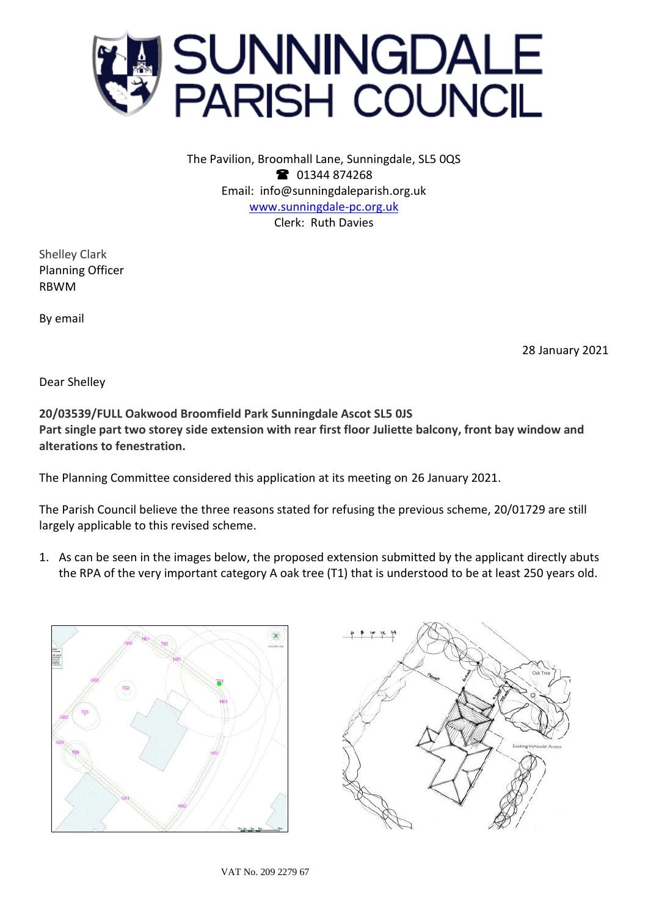# SUNNINGDALE PARISH COUNCIL

The Pavilion, Broomhall Lane, Sunningdale, SL5 0QS
☎ 01344 874268
Email: info@sunningdaleparish.org.uk
www.sunningdale-pc.org.uk
Clerk: Ruth Davies

Shelley Clark
Planning Officer
RBWM

By email

28 January 2021

Dear Shelley

**20/03539/FULL Oakwood Broomfield Park Sunningdale Ascot SL5 0JS**
**Part single part two storey side extension with rear first floor Juliette balcony, front bay window and alterations to fenestration.**

The Planning Committee considered this application at its meeting on 26 January 2021.

The Parish Council believe the three reasons stated for refusing the previous scheme, 20/01729 are still largely applicable to this revised scheme.

1. As can be seen in the images below, the proposed extension submitted by the applicant directly abuts the RPA of the very important category A oak tree (T1) that is understood to be at least 250 years old.

VAT No. 209 2279 67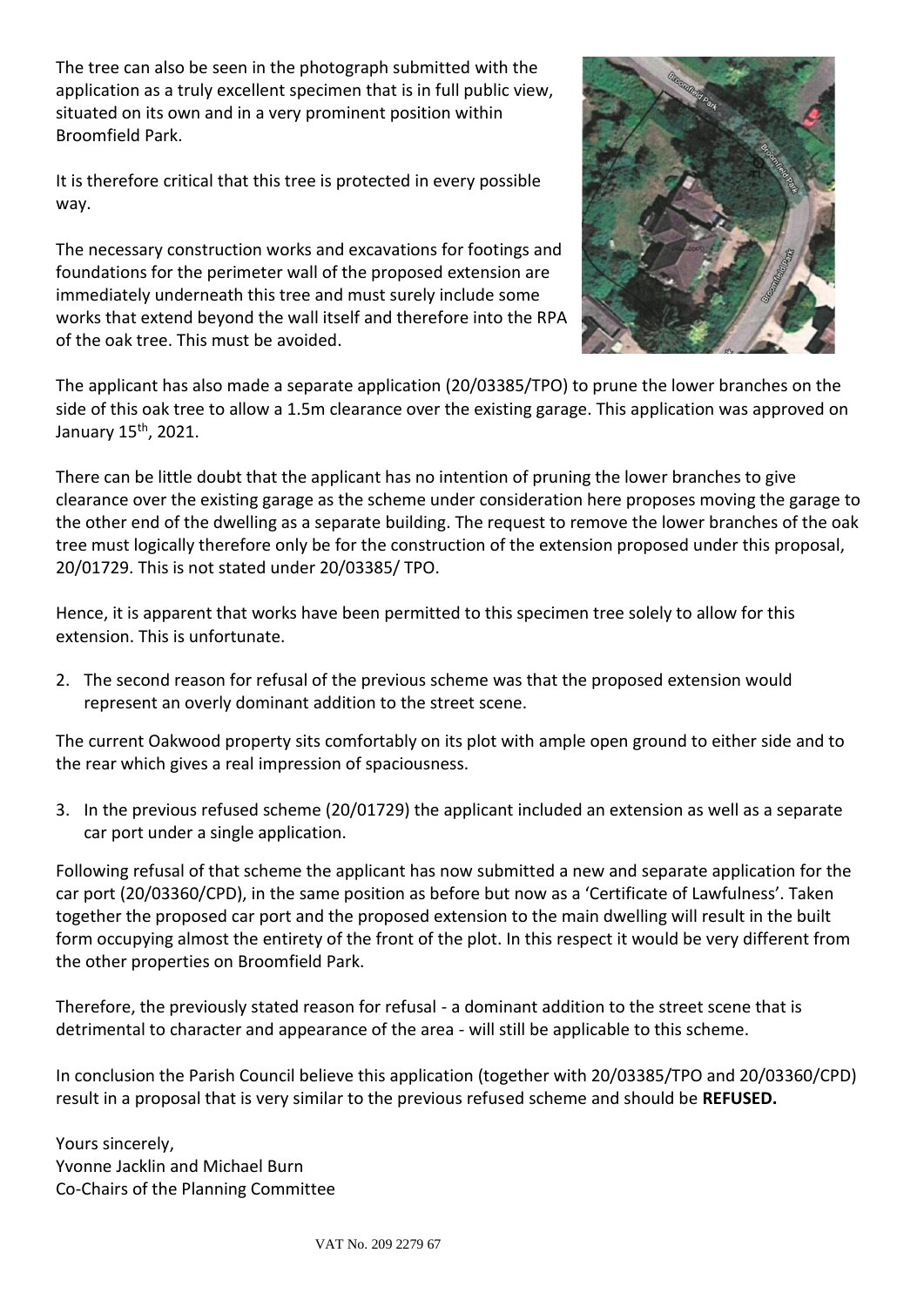The tree can also be seen in the photograph submitted with the application as a truly excellent specimen that is in full public view, situated on its own and in a very prominent position within Broomfield Park.

It is therefore critical that this tree is protected in every possible way.

The necessary construction works and excavations for footings and foundations for the perimeter wall of the proposed extension are immediately underneath this tree and must surely include some works that extend beyond the wall itself and therefore into the RPA of the oak tree. This must be avoided.

The applicant has also made a separate application (20/03385/TPO) to prune the lower branches on the side of this oak tree to allow a 1.5m clearance over the existing garage. This application was approved on January 15th, 2021.

There can be little doubt that the applicant has no intention of pruning the lower branches to give clearance over the existing garage as the scheme under consideration here proposes moving the garage to the other end of the dwelling as a separate building. The request to remove the lower branches of the oak tree must logically therefore only be for the construction of the extension proposed under this proposal, 20/01729. This is not stated under 20/03385/ TPO.

Hence, it is apparent that works have been permitted to this specimen tree solely to allow for this extension. This is unfortunate.

2. The second reason for refusal of the previous scheme was that the proposed extension would represent an overly dominant addition to the street scene.

The current Oakwood property sits comfortably on its plot with ample open ground to either side and to the rear which gives a real impression of spaciousness.

3. In the previous refused scheme (20/01729) the applicant included an extension as well as a separate car port under a single application.

Following refusal of that scheme the applicant has now submitted a new and separate application for the car port (20/03360/CPD), in the same position as before but now as a 'Certificate of Lawfulness'. Taken together the proposed car port and the proposed extension to the main dwelling will result in the built form occupying almost the entirety of the front of the plot. In this respect it would be very different from the other properties on Broomfield Park.

Therefore, the previously stated reason for refusal - a dominant addition to the street scene that is detrimental to character and appearance of the area - will still be applicable to this scheme.

In conclusion the Parish Council believe this application (together with 20/03385/TPO and 20/03360/CPD) result in a proposal that is very similar to the previous refused scheme and should be **REFUSED.**

Yours sincerely,
Yvonne Jacklin and Michael Burn
Co-Chairs of the Planning Committee

VAT No. 209 2279 67